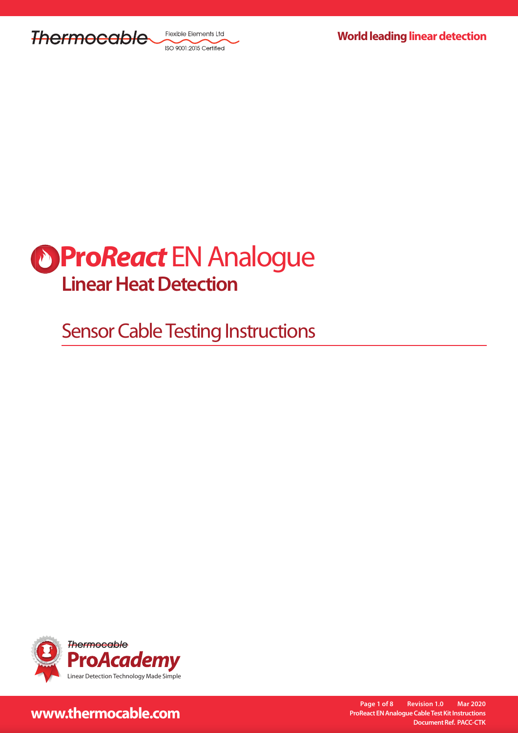Thermocable Flexible Elements Ltd
ISO 9001:2015 Certified

**World leading linear detection**

# *ProReact* EN Analogue
## Linear Heat Detection

# Sensor Cable Testing Instructions

Thermocable
*ProAcademy*
Linear Detection Technology Made Simple

**www.thermocable.com**

**Revision 1.0** **Mar 2020**
**ProReact EN Analogue Cable Test Kit Instructions**
**Document Ref. PACC-CTK**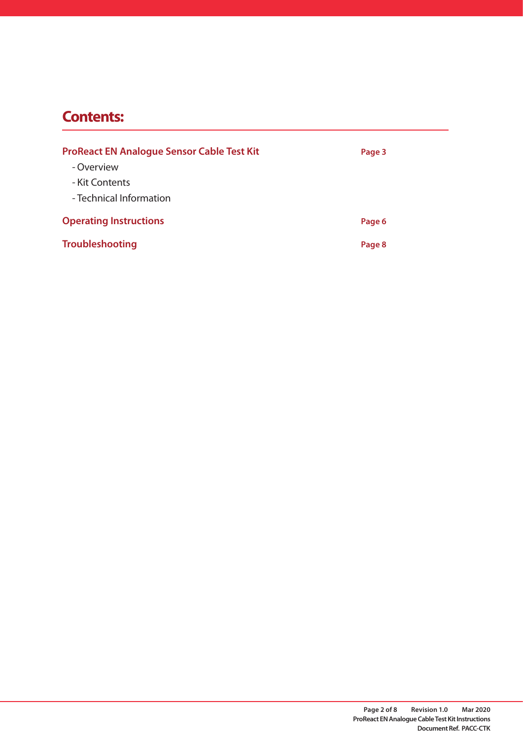# Contents:

| | |
|---|---|
| **ProReact EN Analogue Sensor Cable Test Kit** | **Page 3** |
| - Overview | |
| - Kit Contents | |
| - Technical Information | |
| **Operating Instructions** | **Page 6** |
| **Troubleshooting** | **Page 8** |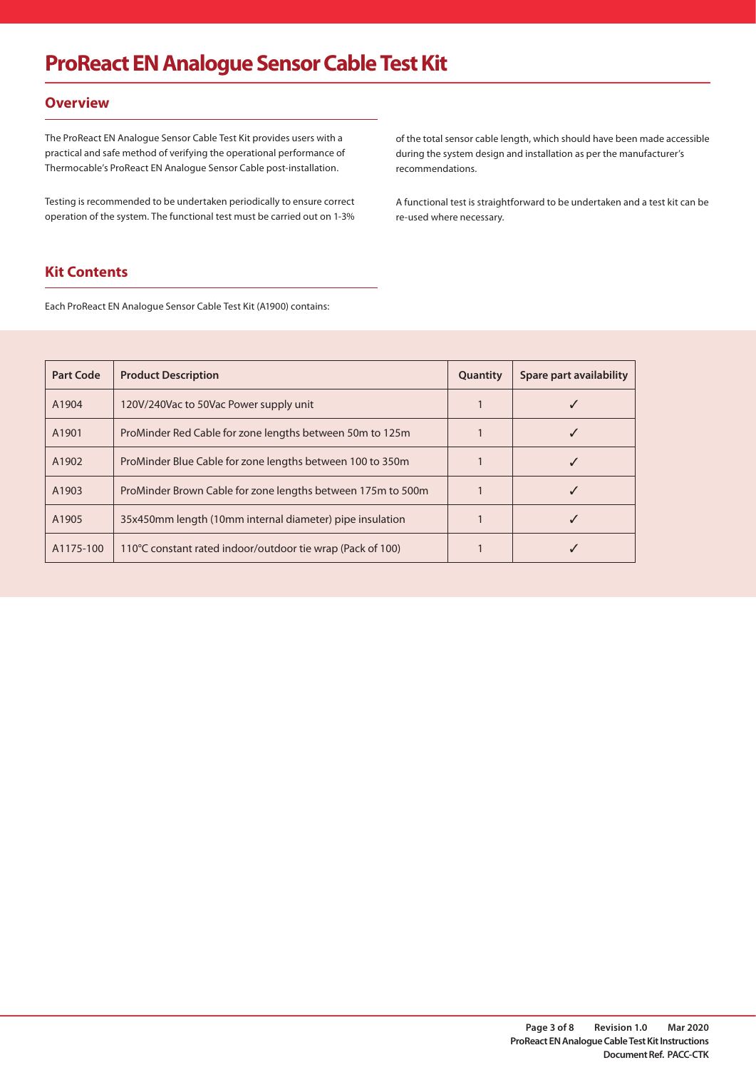# ProReact EN Analogue Sensor Cable Test Kit

## Overview

The ProReact EN Analogue Sensor Cable Test Kit provides users with a practical and safe method of verifying the operational performance of Thermocable's ProReact EN Analogue Sensor Cable post-installation.

Testing is recommended to be undertaken periodically to ensure correct operation of the system. The functional test must be carried out on 1-3% of the total sensor cable length, which should have been made accessible during the system design and installation as per the manufacturer's recommendations.

A functional test is straightforward to be undertaken and a test kit can be re-used where necessary.

## Kit Contents

Each ProReact EN Analogue Sensor Cable Test Kit (A1900) contains:

| Part Code | Product Description | Quantity | Spare part availability |
|---|---|---|---|
| A1904 | 120V/240Vac to 50Vac Power supply unit | 1 | ✓ |
| A1901 | ProMinder Red Cable for zone lengths between 50m to 125m | 1 | ✓ |
| A1902 | ProMinder Blue Cable for zone lengths between 100 to 350m | 1 | ✓ |
| A1903 | ProMinder Brown Cable for zone lengths between 175m to 500m | 1 | ✓ |
| A1905 | 35x450mm length (10mm internal diameter) pipe insulation | 1 | ✓ |
| A1175-100 | 110°C constant rated indoor/outdoor tie wrap (Pack of 100) | 1 | ✓ |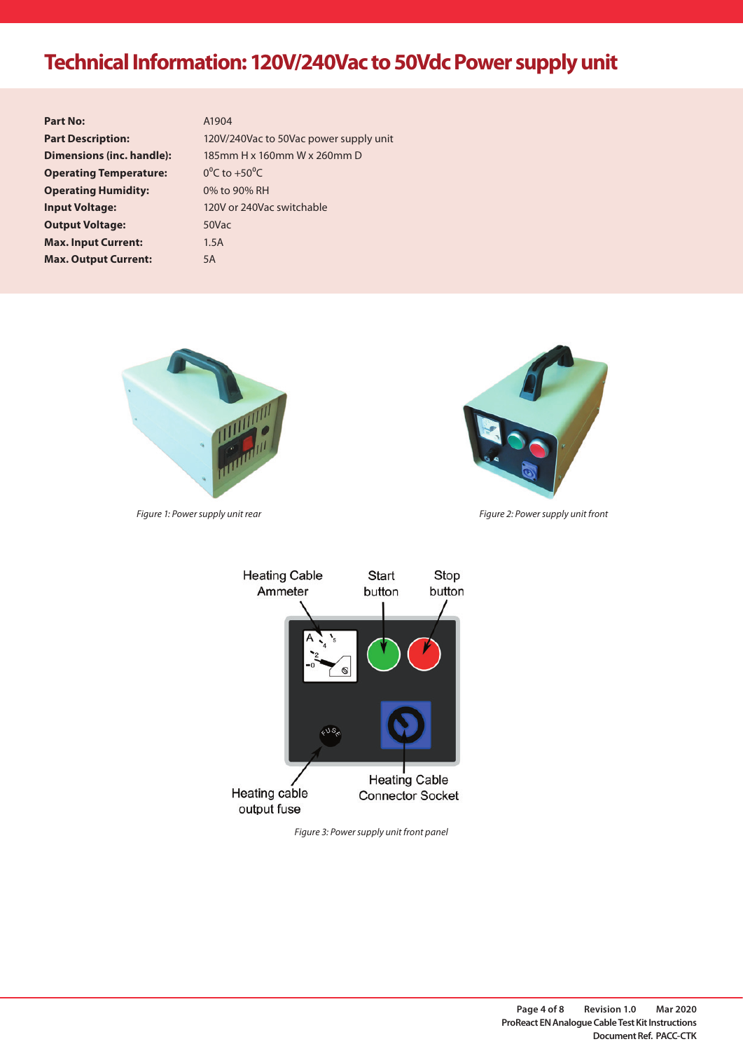# Technical Information: 120V/240Vac to 50Vdc Power supply unit

| | |
|---|---|
| **Part No:** | A1904 |
| **Part Description:** | 120V/240Vac to 50Vac power supply unit |
| **Dimensions (inc. handle):** | 185mm H x 160mm W x 260mm D |
| **Operating Temperature:** | $0^{0}$C to $+50^{0}$C |
| **Operating Humidity:** | 0% to 90% RH |
| **Input Voltage:** | 120V or 240Vac switchable |
| **Output Voltage:** | 50Vac |
| **Max. Input Current:** | 1.5A |
| **Max. Output Current:** | 5A |

*Figure 1: Power supply unit rear*

*Figure 2: Power supply unit front*

Heating Cable Ammeter

Start button

Stop button

Heating cable output fuse

Heating Cable Connector Socket

*Figure 3: Power supply unit front panel*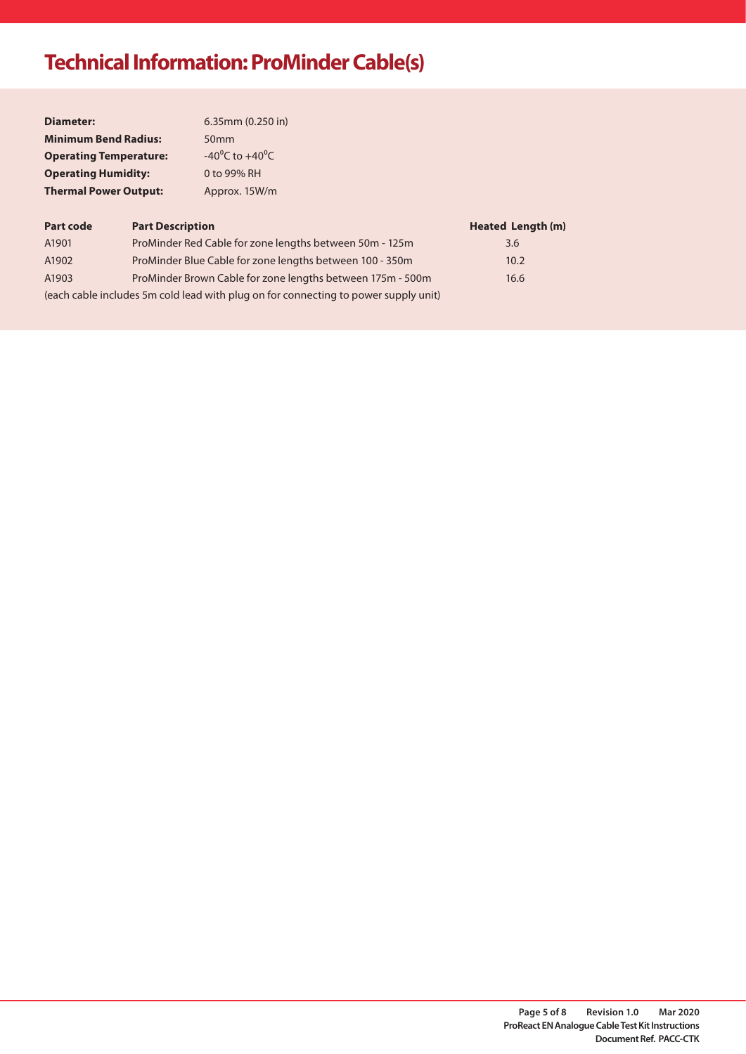# Technical Information: ProMinder Cable(s)

| | |
|---|---|
| **Diameter:** | 6.35mm (0.250 in) |
| **Minimum Bend Radius:** | 50mm |
| **Operating Temperature:** | $-40^0C$ to $+40^0C$ |
| **Operating Humidity:** | 0 to 99% RH |
| **Thermal Power Output:** | Approx. 15W/m |

| Part code | Part Description | Heated Length (m) |
|---|---|---|
| A1901 | ProMinder Red Cable for zone lengths between 50m - 125m | 3.6 |
| A1902 | ProMinder Blue Cable for zone lengths between 100 - 350m | 10.2 |
| A1903 | ProMinder Brown Cable for zone lengths between 175m - 500m | 16.6 |

(each cable includes 5m cold lead with plug on for connecting to power supply unit)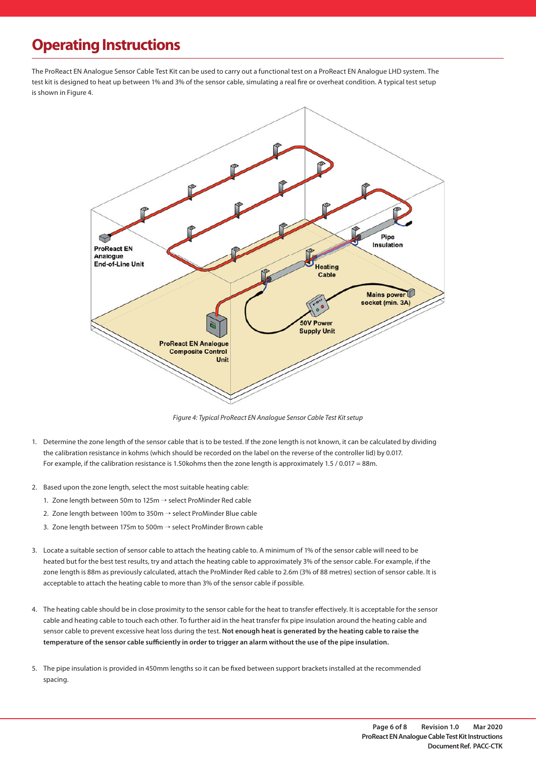# Operating Instructions

The ProReact EN Analogue Sensor Cable Test Kit can be used to carry out a functional test on a ProReact EN Analogue LHD system. The test kit is designed to heat up between 1% and 3% of the sensor cable, simulating a real fire or overheat condition. A typical test setup is shown in Figure 4.

ProReact EN Analogue End-of-Line Unit

Pipe Insulation

Heating Cable

Mains power socket (min. 3A)

50V Power Supply Unit

ProReact EN Analogue Composite Control Unit

*Figure 4: Typical ProReact EN Analogue Sensor Cable Test Kit setup*

1. Determine the zone length of the sensor cable that is to be tested. If the zone length is not known, it can be calculated by dividing the calibration resistance in kohms (which should be recorded on the label on the reverse of the controller lid) by 0.017.
   For example, if the calibration resistance is 1.50kohms then the zone length is approximately 1.5 / 0.017 = 88m.

2. Based upon the zone length, select the most suitable heating cable:
   1. Zone length between 50m to 125m → select ProMinder Red cable
   2. Zone length between 100m to 350m → select ProMinder Blue cable
   3. Zone length between 175m to 500m → select ProMinder Brown cable

3. Locate a suitable section of sensor cable to attach the heating cable to. A minimum of 1% of the sensor cable will need to be heated but for the best test results, try and attach the heating cable to approximately 3% of the sensor cable. For example, if the zone length is 88m as previously calculated, attach the ProMinder Red cable to 2.6m (3% of 88 metres) section of sensor cable. It is acceptable to attach the heating cable to more than 3% of the sensor cable if possible.

4. The heating cable should be in close proximity to the sensor cable for the heat to transfer effectively. It is acceptable for the sensor cable and heating cable to touch each other. To further aid in the heat transfer fix pipe insulation around the heating cable and sensor cable to prevent excessive heat loss during the test. **Not enough heat is generated by the heating cable to raise the temperature of the sensor cable sufficiently in order to trigger an alarm without the use of the pipe insulation.**

5. The pipe insulation is provided in 450mm lengths so it can be fixed between support brackets installed at the recommended spacing.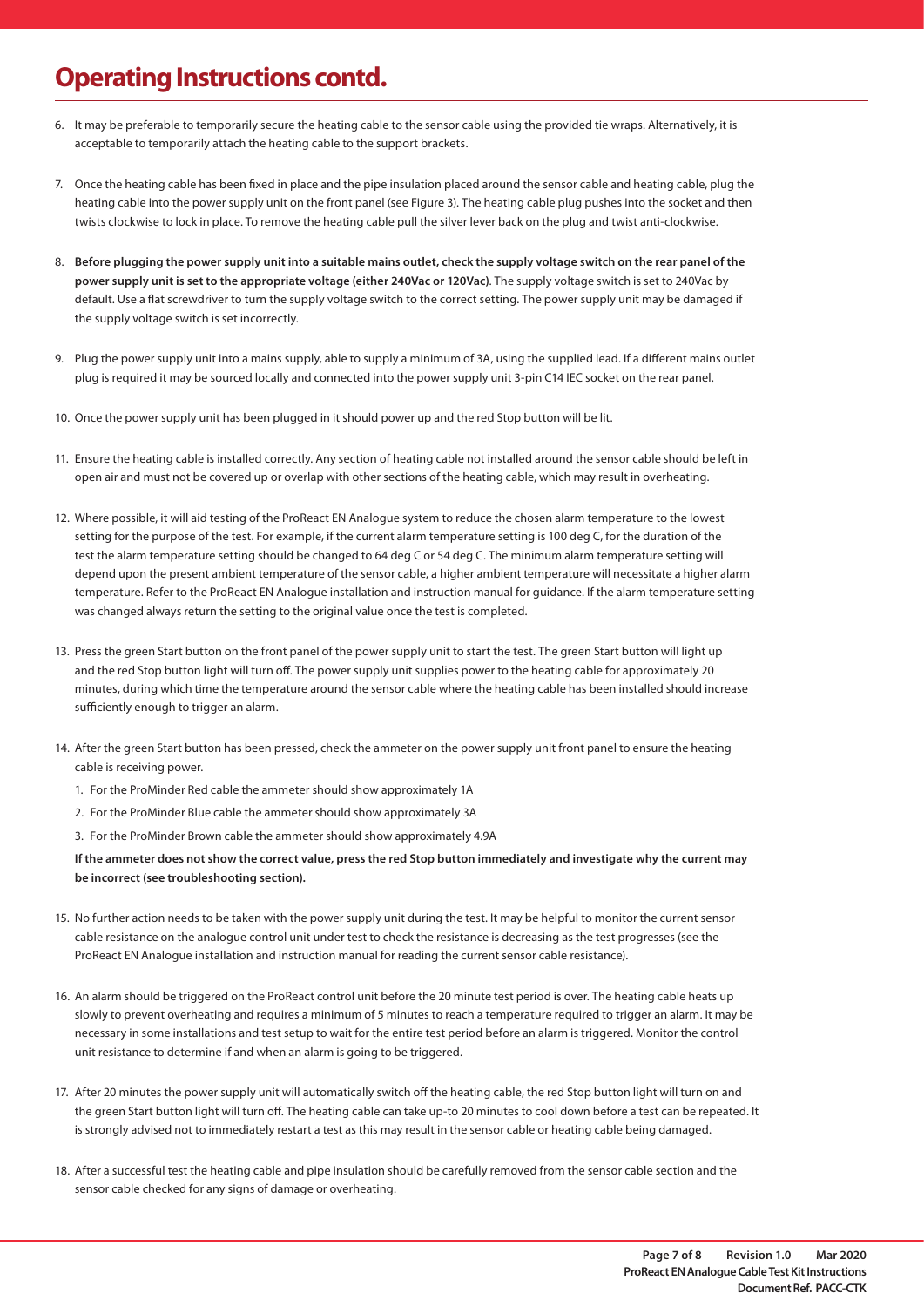# Operating Instructions contd.

6. It may be preferable to temporarily secure the heating cable to the sensor cable using the provided tie wraps. Alternatively, it is acceptable to temporarily attach the heating cable to the support brackets.

7. Once the heating cable has been fixed in place and the pipe insulation placed around the sensor cable and heating cable, plug the heating cable into the power supply unit on the front panel (see Figure 3). The heating cable plug pushes into the socket and then twists clockwise to lock in place. To remove the heating cable pull the silver lever back on the plug and twist anti-clockwise.

8. **Before plugging the power supply unit into a suitable mains outlet, check the supply voltage switch on the rear panel of the power supply unit is set to the appropriate voltage (either 240Vac or 120Vac)**. The supply voltage switch is set to 240Vac by default. Use a flat screwdriver to turn the supply voltage switch to the correct setting. The power supply unit may be damaged if the supply voltage switch is set incorrectly.

9. Plug the power supply unit into a mains supply, able to supply a minimum of 3A, using the supplied lead. If a different mains outlet plug is required it may be sourced locally and connected into the power supply unit 3-pin C14 IEC socket on the rear panel.

10. Once the power supply unit has been plugged in it should power up and the red Stop button will be lit.

11. Ensure the heating cable is installed correctly. Any section of heating cable not installed around the sensor cable should be left in open air and must not be covered up or overlap with other sections of the heating cable, which may result in overheating.

12. Where possible, it will aid testing of the ProReact EN Analogue system to reduce the chosen alarm temperature to the lowest setting for the purpose of the test. For example, if the current alarm temperature setting is 100 deg C, for the duration of the test the alarm temperature setting should be changed to 64 deg C or 54 deg C. The minimum alarm temperature setting will depend upon the present ambient temperature of the sensor cable, a higher ambient temperature will necessitate a higher alarm temperature. Refer to the ProReact EN Analogue installation and instruction manual for guidance. If the alarm temperature setting was changed always return the setting to the original value once the test is completed.

13. Press the green Start button on the front panel of the power supply unit to start the test. The green Start button will light up and the red Stop button light will turn off. The power supply unit supplies power to the heating cable for approximately 20 minutes, during which time the temperature around the sensor cable where the heating cable has been installed should increase sufficiently enough to trigger an alarm.

14. After the green Start button has been pressed, check the ammeter on the power supply unit front panel to ensure the heating cable is receiving power.
    1. For the ProMinder Red cable the ammeter should show approximately 1A
    2. For the ProMinder Blue cable the ammeter should show approximately 3A
    3. For the ProMinder Brown cable the ammeter should show approximately 4.9A

    **If the ammeter does not show the correct value, press the red Stop button immediately and investigate why the current may be incorrect (see troubleshooting section).**

15. No further action needs to be taken with the power supply unit during the test. It may be helpful to monitor the current sensor cable resistance on the analogue control unit under test to check the resistance is decreasing as the test progresses (see the ProReact EN Analogue installation and instruction manual for reading the current sensor cable resistance).

16. An alarm should be triggered on the ProReact control unit before the 20 minute test period is over. The heating cable heats up slowly to prevent overheating and requires a minimum of 5 minutes to reach a temperature required to trigger an alarm. It may be necessary in some installations and test setup to wait for the entire test period before an alarm is triggered. Monitor the control unit resistance to determine if and when an alarm is going to be triggered.

17. After 20 minutes the power supply unit will automatically switch off the heating cable, the red Stop button light will turn on and the green Start button light will turn off. The heating cable can take up-to 20 minutes to cool down before a test can be repeated. It is strongly advised not to immediately restart a test as this may result in the sensor cable or heating cable being damaged.

18. After a successful test the heating cable and pipe insulation should be carefully removed from the sensor cable section and the sensor cable checked for any signs of damage or overheating.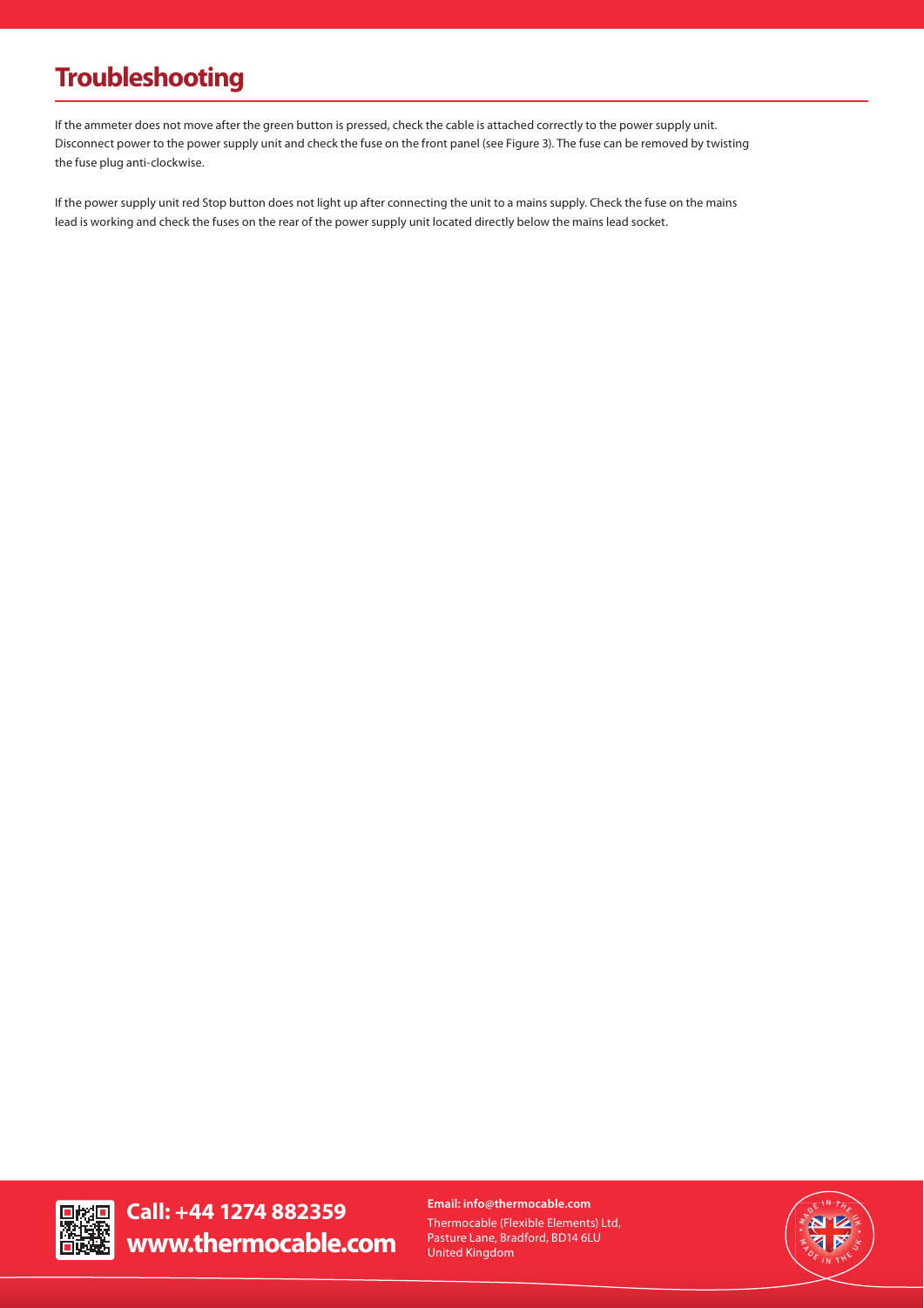# Troubleshooting

If the ammeter does not move after the green button is pressed, check the cable is attached correctly to the power supply unit. Disconnect power to the power supply unit and check the fuse on the front panel (see Figure 3). The fuse can be removed by twisting the fuse plug anti-clockwise.

If the power supply unit red Stop button does not light up after connecting the unit to a mains supply. Check the fuse on the mains lead is working and check the fuses on the rear of the power supply unit located directly below the mains lead socket.

**Call: +44 1274 882359**
**www.thermocable.com**

**Email: info@thermocable.com**
Thermocable (Flexible Elements) Ltd,
Pasture Lane, Bradford, BD14 6LU
United Kingdom